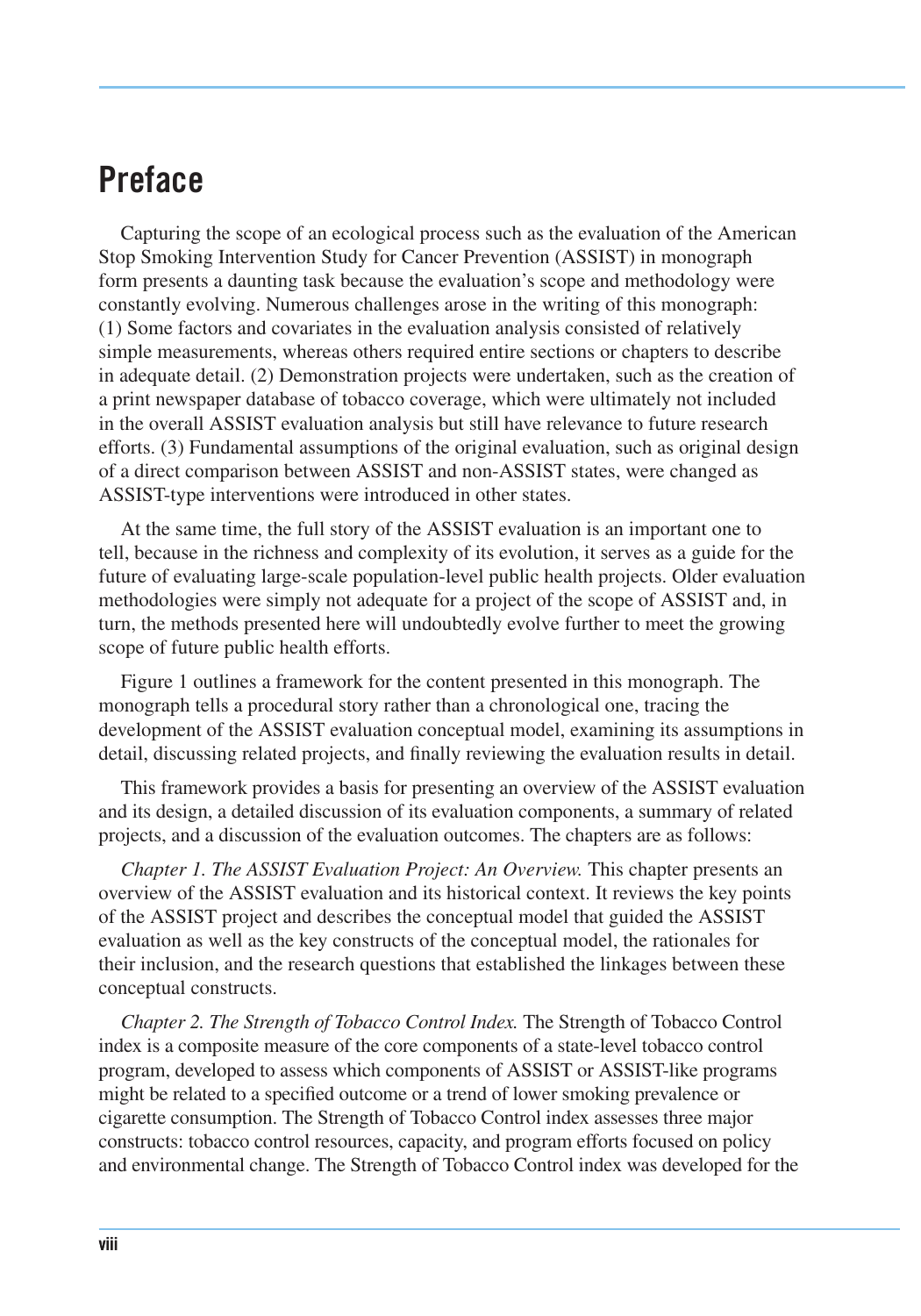# Preface

Capturing the scope of an ecological process such as the evaluation of the American Stop Smoking Intervention Study for Cancer Prevention (ASSIST) in monograph form presents a daunting task because the evaluation's scope and methodology were constantly evolving. Numerous challenges arose in the writing of this monograph: (1) Some factors and covariates in the evaluation analysis consisted of relatively simple measurements, whereas others required entire sections or chapters to describe in adequate detail. (2) Demonstration projects were undertaken, such as the creation of a print newspaper database of tobacco coverage, which were ultimately not included in the overall ASSIST evaluation analysis but still have relevance to future research efforts. (3) Fundamental assumptions of the original evaluation, such as original design of a direct comparison between ASSIST and non-ASSIST states, were changed as ASSIST-type interventions were introduced in other states.

At the same time, the full story of the ASSIST evaluation is an important one to tell, because in the richness and complexity of its evolution, it serves as a guide for the future of evaluating large-scale population-level public health projects. Older evaluation methodologies were simply not adequate for a project of the scope of ASSIST and, in turn, the methods presented here will undoubtedly evolve further to meet the growing scope of future public health efforts.

Figure 1 outlines a framework for the content presented in this monograph. The monograph tells a procedural story rather than a chronological one, tracing the development of the ASSIST evaluation conceptual model, examining its assumptions in detail, discussing related projects, and finally reviewing the evaluation results in detail.

This framework provides a basis for presenting an overview of the ASSIST evaluation and its design, a detailed discussion of its evaluation components, a summary of related projects, and a discussion of the evaluation outcomes. The chapters are as follows:

*Chapter 1. The ASSIST Evaluation Project: An Overview.* This chapter presents an overview of the ASSIST evaluation and its historical context. It reviews the key points of the ASSIST project and describes the conceptual model that guided the ASSIST evaluation as well as the key constructs of the conceptual model, the rationales for their inclusion, and the research questions that established the linkages between these conceptual constructs.

*Chapter 2. The Strength of Tobacco Control Index.* The Strength of Tobacco Control index is a composite measure of the core components of a state-level tobacco control program, developed to assess which components of ASSIST or ASSIST-like programs might be related to a specified outcome or a trend of lower smoking prevalence or cigarette consumption. The Strength of Tobacco Control index assesses three major constructs: tobacco control resources, capacity, and program efforts focused on policy and environmental change. The Strength of Tobacco Control index was developed for the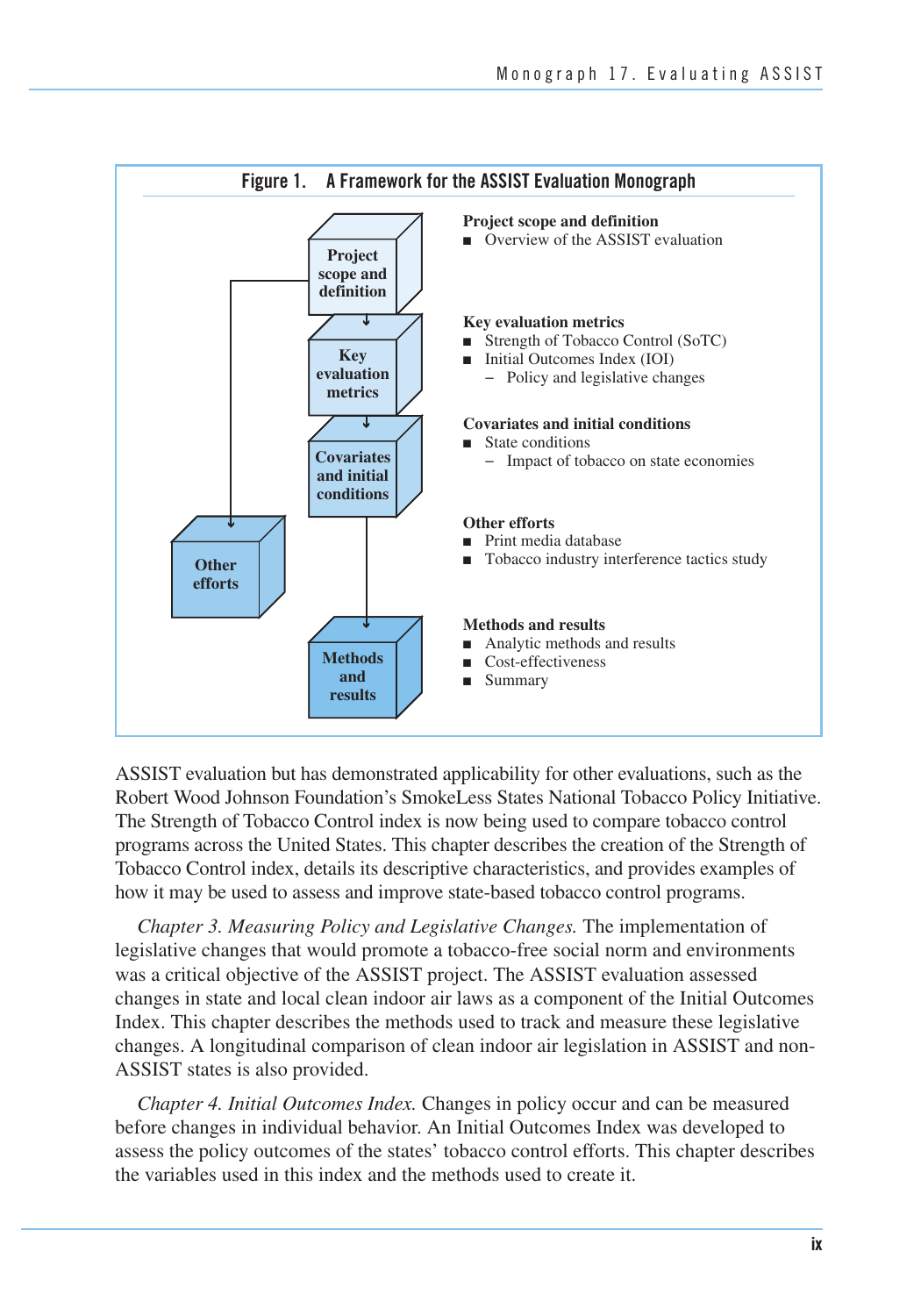**Figure 1. A Framework for the ASSIST Evaluation Monograph**

**Project scope and definition**
- Overview of the ASSIST evaluation

**Key evaluation metrics**
- Strength of Tobacco Control (SoTC)
- Initial Outcomes Index (IOI)
  - Policy and legislative changes

**Covariates and initial conditions**
- State conditions
  - Impact of tobacco on state economies

**Other efforts**
- Print media database
- Tobacco industry interference tactics study

**Methods and results**
- Analytic methods and results
- Cost-effectiveness
- Summary

ASSIST evaluation but has demonstrated applicability for other evaluations, such as the Robert Wood Johnson Foundation's SmokeLess States National Tobacco Policy Initiative. The Strength of Tobacco Control index is now being used to compare tobacco control programs across the United States. This chapter describes the creation of the Strength of Tobacco Control index, details its descriptive characteristics, and provides examples of how it may be used to assess and improve state-based tobacco control programs.

*Chapter 3. Measuring Policy and Legislative Changes.* The implementation of legislative changes that would promote a tobacco-free social norm and environments was a critical objective of the ASSIST project. The ASSIST evaluation assessed changes in state and local clean indoor air laws as a component of the Initial Outcomes Index. This chapter describes the methods used to track and measure these legislative changes. A longitudinal comparison of clean indoor air legislation in ASSIST and non-ASSIST states is also provided.

*Chapter 4. Initial Outcomes Index.* Changes in policy occur and can be measured before changes in individual behavior. An Initial Outcomes Index was developed to assess the policy outcomes of the states' tobacco control efforts. This chapter describes the variables used in this index and the methods used to create it.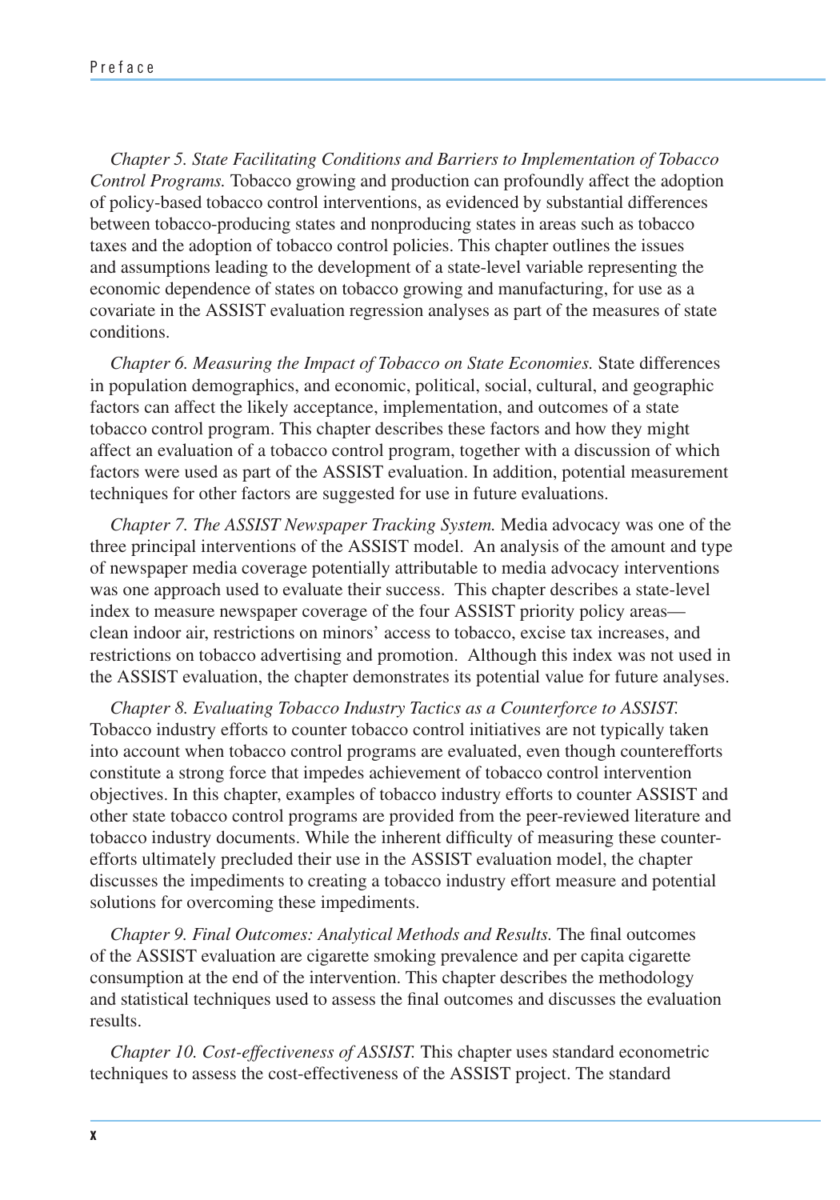*Chapter 5. State Facilitating Conditions and Barriers to Implementation of Tobacco Control Programs.* Tobacco growing and production can profoundly affect the adoption of policy-based tobacco control interventions, as evidenced by substantial differences between tobacco-producing states and nonproducing states in areas such as tobacco taxes and the adoption of tobacco control policies. This chapter outlines the issues and assumptions leading to the development of a state-level variable representing the economic dependence of states on tobacco growing and manufacturing, for use as a covariate in the ASSIST evaluation regression analyses as part of the measures of state conditions.

*Chapter 6. Measuring the Impact of Tobacco on State Economies.* State differences in population demographics, and economic, political, social, cultural, and geographic factors can affect the likely acceptance, implementation, and outcomes of a state tobacco control program. This chapter describes these factors and how they might affect an evaluation of a tobacco control program, together with a discussion of which factors were used as part of the ASSIST evaluation. In addition, potential measurement techniques for other factors are suggested for use in future evaluations.

*Chapter 7. The ASSIST Newspaper Tracking System.* Media advocacy was one of the three principal interventions of the ASSIST model. An analysis of the amount and type of newspaper media coverage potentially attributable to media advocacy interventions was one approach used to evaluate their success. This chapter describes a state-level index to measure newspaper coverage of the four ASSIST priority policy areas—clean indoor air, restrictions on minors' access to tobacco, excise tax increases, and restrictions on tobacco advertising and promotion. Although this index was not used in the ASSIST evaluation, the chapter demonstrates its potential value for future analyses.

*Chapter 8. Evaluating Tobacco Industry Tactics as a Counterforce to ASSIST.* Tobacco industry efforts to counter tobacco control initiatives are not typically taken into account when tobacco control programs are evaluated, even though counterefforts constitute a strong force that impedes achievement of tobacco control intervention objectives. In this chapter, examples of tobacco industry efforts to counter ASSIST and other state tobacco control programs are provided from the peer-reviewed literature and tobacco industry documents. While the inherent difficulty of measuring these counter-efforts ultimately precluded their use in the ASSIST evaluation model, the chapter discusses the impediments to creating a tobacco industry effort measure and potential solutions for overcoming these impediments.

*Chapter 9. Final Outcomes: Analytical Methods and Results.* The final outcomes of the ASSIST evaluation are cigarette smoking prevalence and per capita cigarette consumption at the end of the intervention. This chapter describes the methodology and statistical techniques used to assess the final outcomes and discusses the evaluation results.

*Chapter 10. Cost-effectiveness of ASSIST.* This chapter uses standard econometric techniques to assess the cost-effectiveness of the ASSIST project. The standard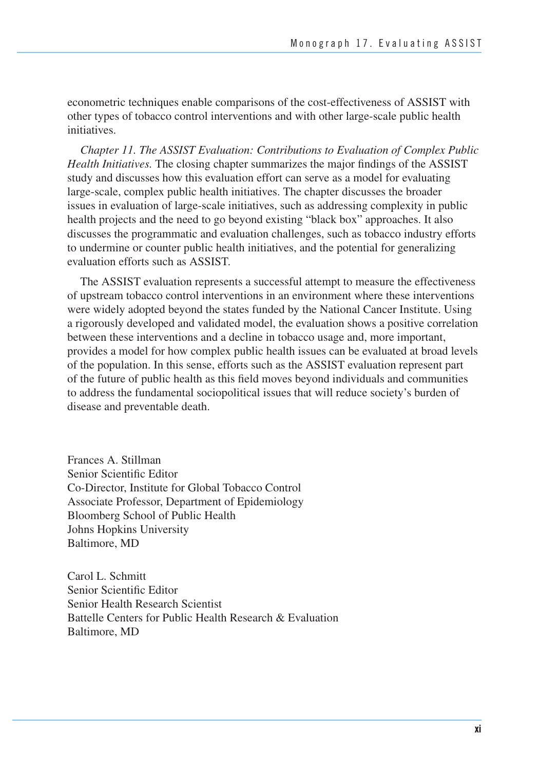econometric techniques enable comparisons of the cost-effectiveness of ASSIST with other types of tobacco control interventions and with other large-scale public health initiatives.

*Chapter 11. The ASSIST Evaluation: Contributions to Evaluation of Complex Public Health Initiatives.* The closing chapter summarizes the major findings of the ASSIST study and discusses how this evaluation effort can serve as a model for evaluating large-scale, complex public health initiatives. The chapter discusses the broader issues in evaluation of large-scale initiatives, such as addressing complexity in public health projects and the need to go beyond existing "black box" approaches. It also discusses the programmatic and evaluation challenges, such as tobacco industry efforts to undermine or counter public health initiatives, and the potential for generalizing evaluation efforts such as ASSIST.

The ASSIST evaluation represents a successful attempt to measure the effectiveness of upstream tobacco control interventions in an environment where these interventions were widely adopted beyond the states funded by the National Cancer Institute. Using a rigorously developed and validated model, the evaluation shows a positive correlation between these interventions and a decline in tobacco usage and, more important, provides a model for how complex public health issues can be evaluated at broad levels of the population. In this sense, efforts such as the ASSIST evaluation represent part of the future of public health as this field moves beyond individuals and communities to address the fundamental sociopolitical issues that will reduce society's burden of disease and preventable death.

Frances A. Stillman
Senior Scientific Editor
Co-Director, Institute for Global Tobacco Control
Associate Professor, Department of Epidemiology
Bloomberg School of Public Health
Johns Hopkins University
Baltimore, MD

Carol L. Schmitt
Senior Scientific Editor
Senior Health Research Scientist
Battelle Centers for Public Health Research & Evaluation
Baltimore, MD